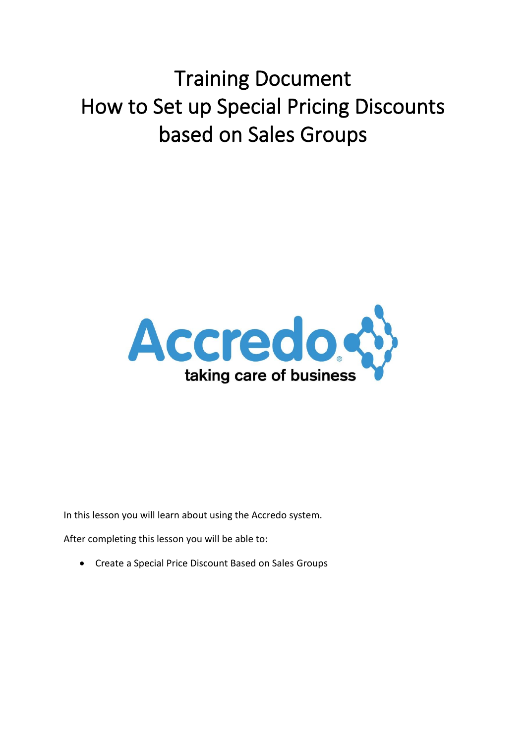# Training Document
# How to Set up Special Pricing Discounts based on Sales Groups

In this lesson you will learn about using the Accredo system.

After completing this lesson you will be able to:

- Create a Special Price Discount Based on Sales Groups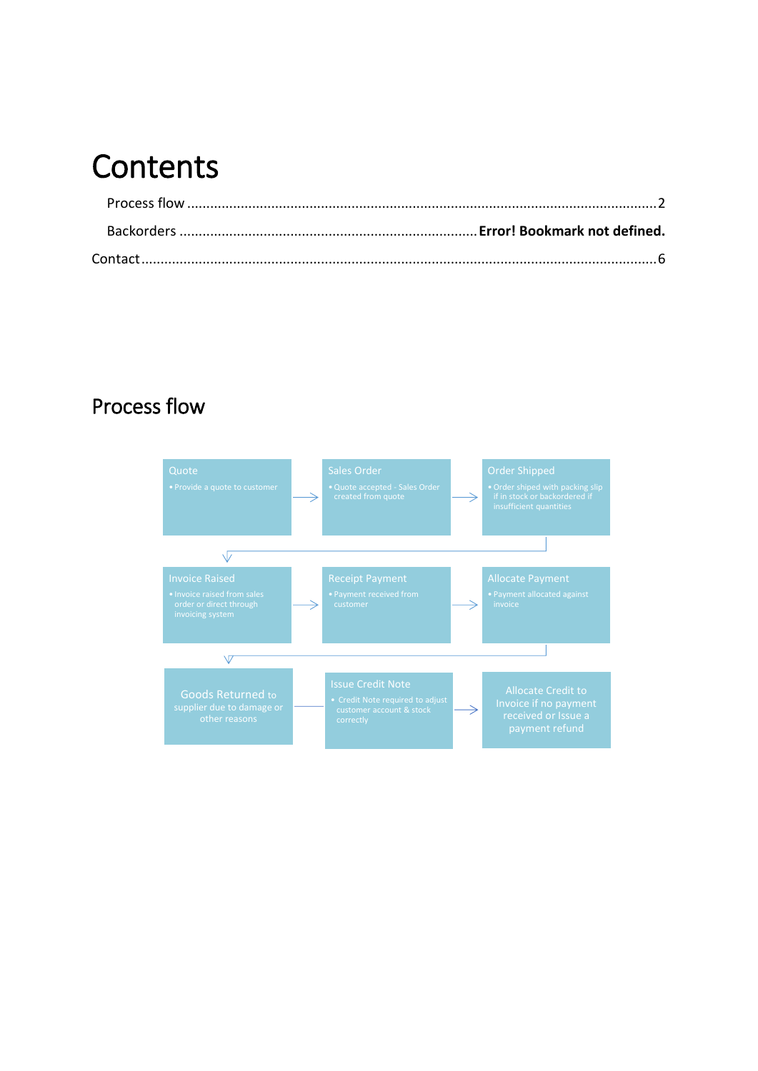# Contents

Process flow ........................................................................................................................2

Backorders ............................................................................. **Error! Bookmark not defined.**

Contact .................................................................................................................................6

# Process flow

Quote
- Provide a quote to customer

Sales Order
- Quote accepted - Sales Order created from quote

Order Shipped
- Order shiped with packing slip if in stock or backordered if insufficient quantities

Invoice Raised
- Invoice raised from sales order or direct through invoicing system

Receipt Payment
- Payment received from customer

Allocate Payment
- Payment allocated against invoice

Goods Returned to supplier due to damage or other reasons

Issue Credit Note
- Credit Note required to adjust customer account & stock correctly

Allocate Credit to Invoice if no payment received or Issue a payment refund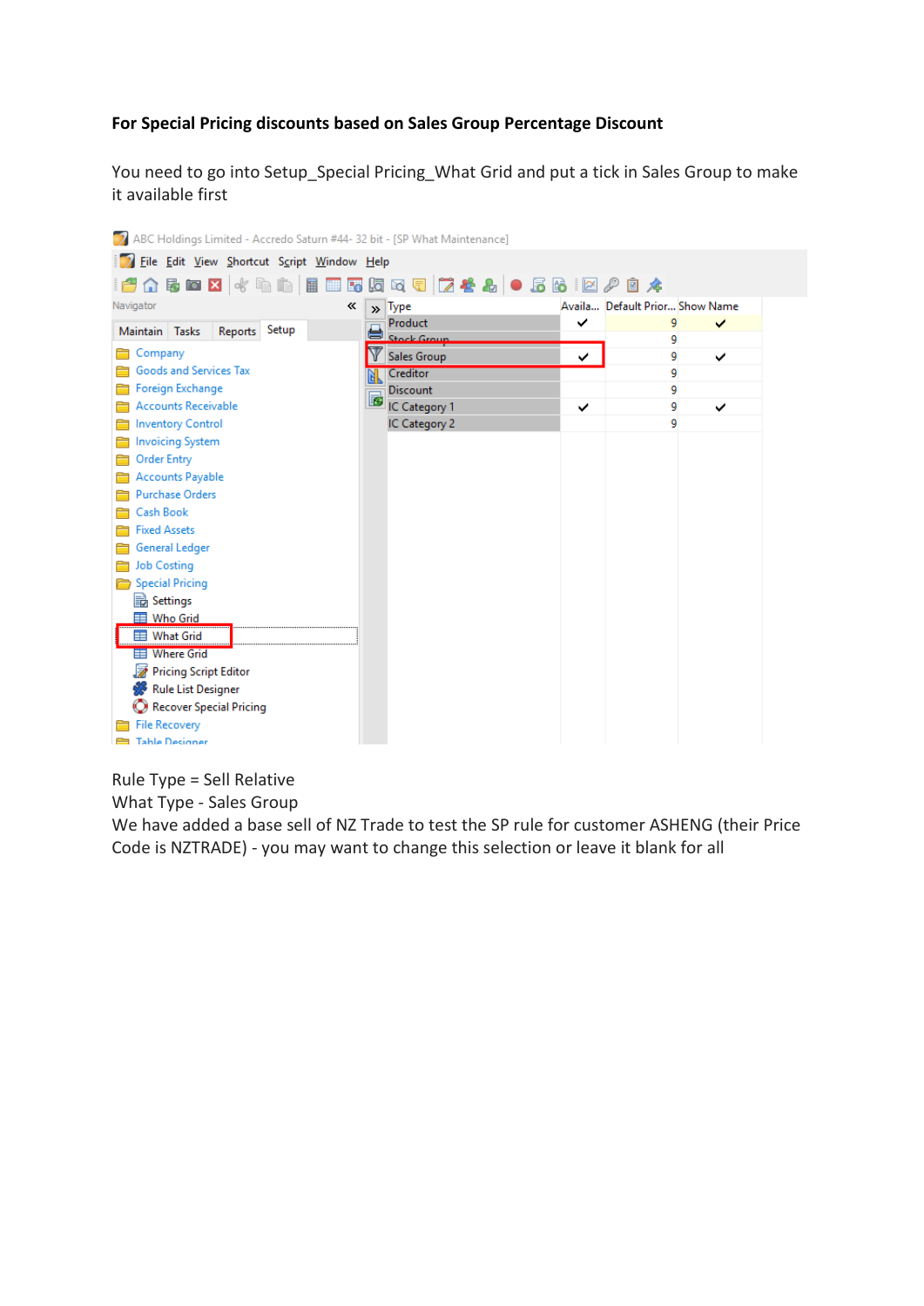**For Special Pricing discounts based on Sales Group Percentage Discount**

You need to go into Setup_Special Pricing_What Grid and put a tick in Sales Group to make it available first

Rule Type = Sell Relative
What Type - Sales Group
We have added a base sell of NZ Trade to test the SP rule for customer ASHENG (their Price Code is NZTRADE) - you may want to change this selection or leave it blank for all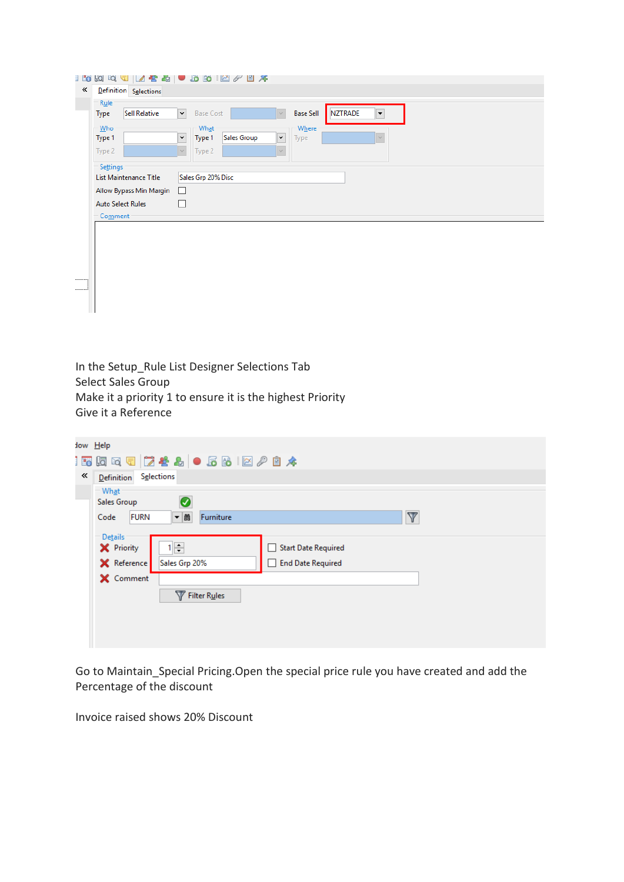In the Setup_Rule List Designer Selections Tab
Select Sales Group
Make it a priority 1 to ensure it is the highest Priority
Give it a Reference

Go to Maintain_Special Pricing.Open the special price rule you have created and add the Percentage of the discount

Invoice raised shows 20% Discount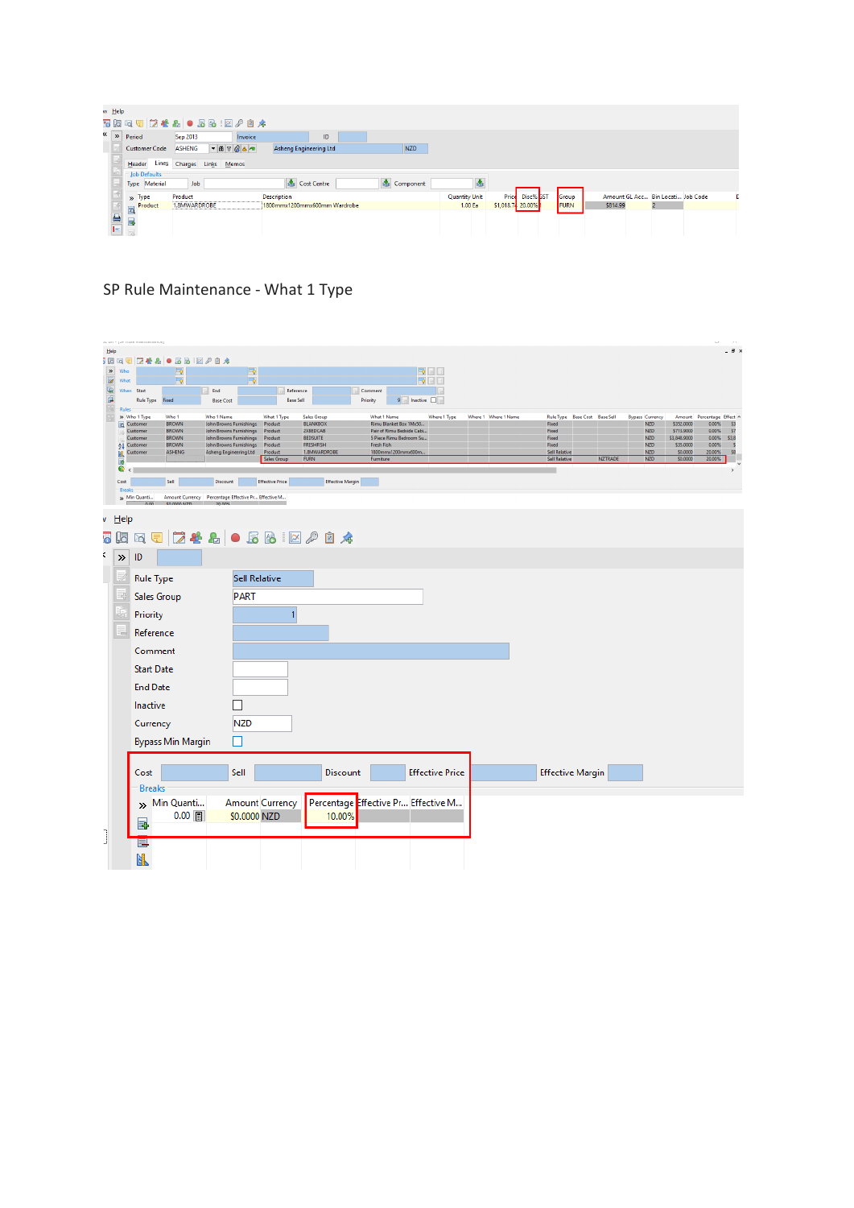Period Sep 2013 | Invoice | ID

Customer Code ASHENG | Asheng Engineering Ltd | NZD

Header | Lines | Charges | Links | Memos

Job Defaults

Type Material | Job | Cost Centre | Component

| Type | Product | Description | Quantity | Unit | Price | Disc% | GST | Group | Amount | GL Acc... | Bin Locati... | Job Code |
|---|---|---|---|---|---|---|---|---|---|---|---|---|
| Product | 1.8MWARDROBE | 1800mmx1200mmx600mm Wardrobe | 1.00 | Ea | $1,018.74 | 20.00% | | FURN | $814.99 | | 2 | |

SP Rule Maintenance - What 1 Type

Who | What | When | Start | End | Reference | Comment

Rule Type Fixed | Base Cost | Base Sell | Priority 0 | Inactive

Rules

| Who 1 Type | Who 1 | Who 1 Name | What 1 Type | Sales Group | What 1 Name | Where 1 Type | Where 1 | Where 1 Name | Rule Type | Base Cost | Base Sell | Bypass | Currency | Amount | Percentage |
|---|---|---|---|---|---|---|---|---|---|---|---|---|---|---|---|
| Customer | BROWN | John Browns Furnishings | Product | BLANKBOX | Rimu Blanket Box 1Mx50... | | | | Fixed | | | | NZD | $352.0000 | 0.00% |
| Customer | BROWN | John Browns Furnishings | Product | 2XBEDCAB | Pair of Rimu Bedside Cabs... | | | | Fixed | | | | NZD | $713.0000 | 0.00% |
| Customer | BROWN | John Browns Furnishings | Product | BEDSUITE | 5 Piece Rimu Bedroom Su... | | | | Fixed | | | | NZD | $3,848.0000 | 0.00% |
| Customer | BROWN | John Browns Furnishings | Product | FRESHFSH | Fresh Fish | | | | Fixed | | | | NZD | $35.0000 | 0.00% |
| Customer | ASHENG | Asheng Engineering Ltd | Product | 1.8MWARDROBE | 1800mmx1200mmx600mm... | | | | Sell Relative | | | | NZD | $0.0000 | 20.00% |
| | | | Sales Group | FURN | Furniture | | | | Sell Relative | | NZTRADE | | NZD | $0.0000 | 20.00% |

Cost | Sell | Discount | Effective Price | Effective Margin

Breaks

Min Quanti... | Amount | Currency | Percentage | Effective Pr... | Effective M...

Help

ID

Rule Type: Sell Relative

Sales Group: PART

Priority: 1

Reference

Comment

Start Date

End Date

Inactive

Currency: NZD

Bypass Min Margin

Cost | Sell | Discount | Effective Price | Effective Margin

Breaks

| Min Quanti... | Amount | Currency | Percentage | Effective Pr... | Effective M... |
|---|---|---|---|---|---|
| 0.00 | $0.0000 | NZD | 10.00% | | |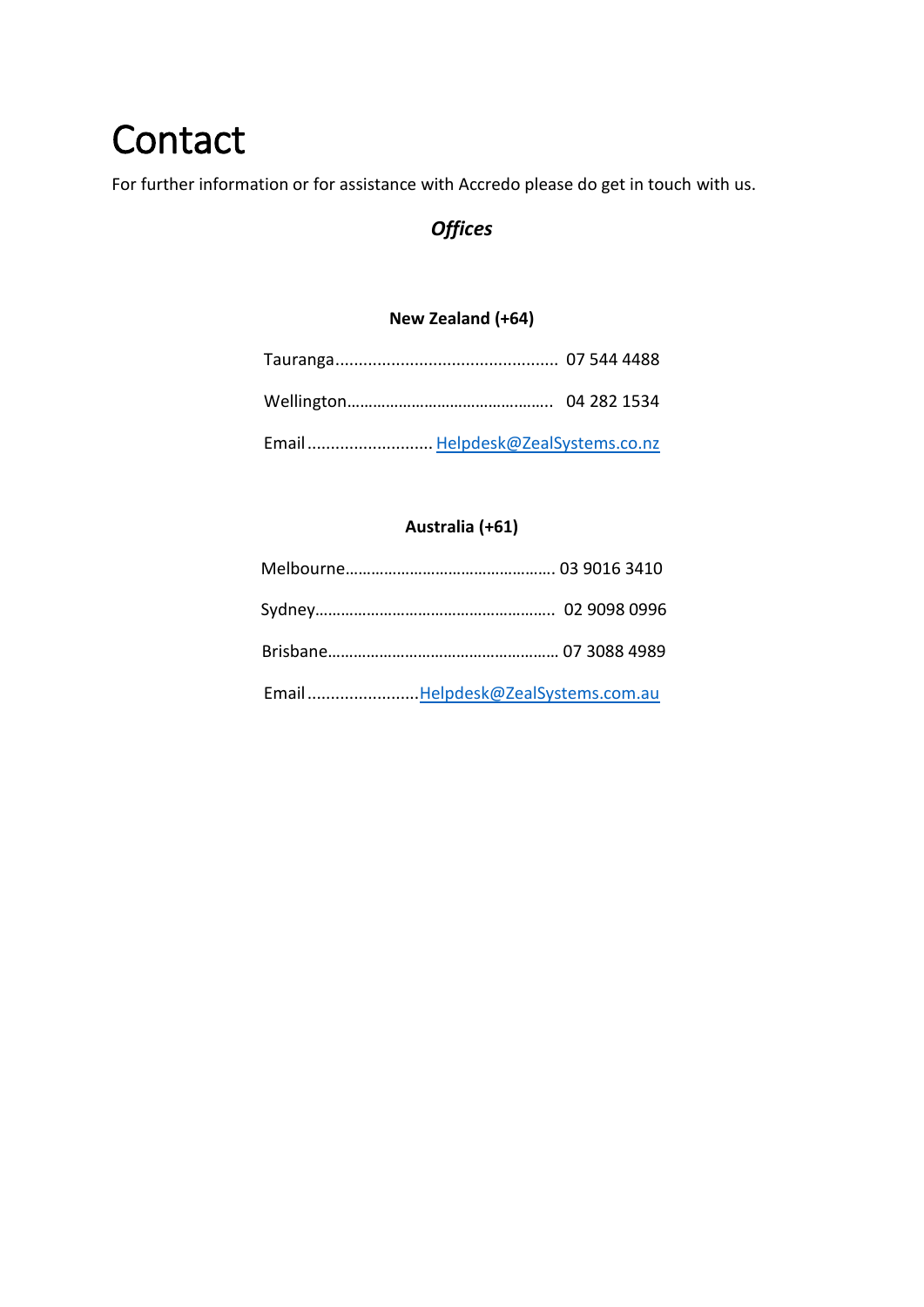# Contact

For further information or for assistance with Accredo please do get in touch with us.

***Offices***

**New Zealand (+64)**

Tauranga................................................ 07 544 4488

Wellington……………………………………….. 04 282 1534

Email ........................... Helpdesk@ZealSystems.co.nz

**Australia (+61)**

Melbourne…………………………………………. 03 9016 3410

Sydney……………………………………………….. 02 9098 0996

Brisbane……………………………………………… 07 3088 4989

Email ........................Helpdesk@ZealSystems.com.au